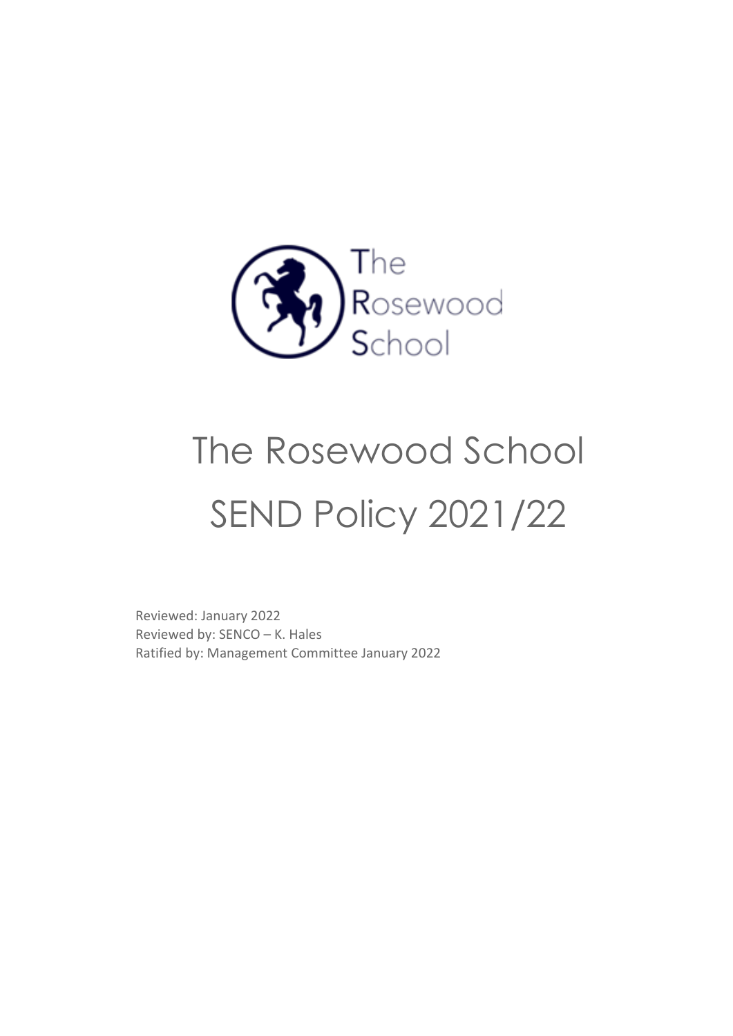The Rosewood School

# The Rosewood School SEND Policy 2021/22

Reviewed: January 2022
Reviewed by: SENCO – K. Hales
Ratified by: Management Committee January 2022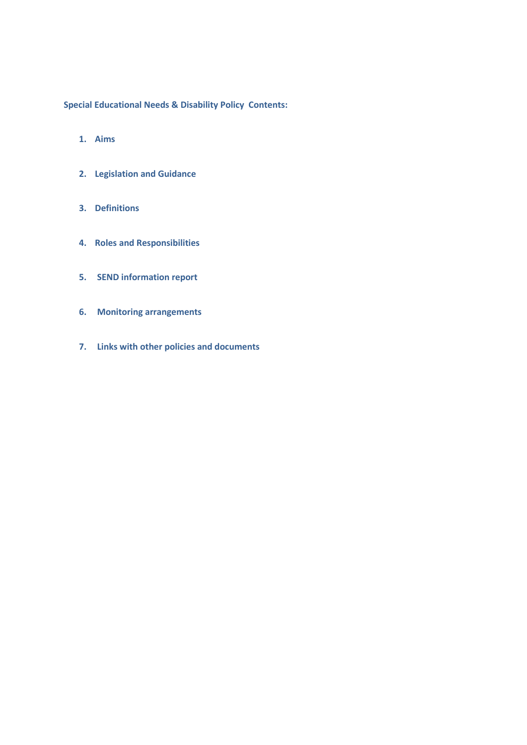**Special Educational Needs & Disability Policy Contents:**

1. **Aims**
2. **Legislation and Guidance**
3. **Definitions**
4. **Roles and Responsibilities**
5. **SEND information report**
6. **Monitoring arrangements**
7. **Links with other policies and documents**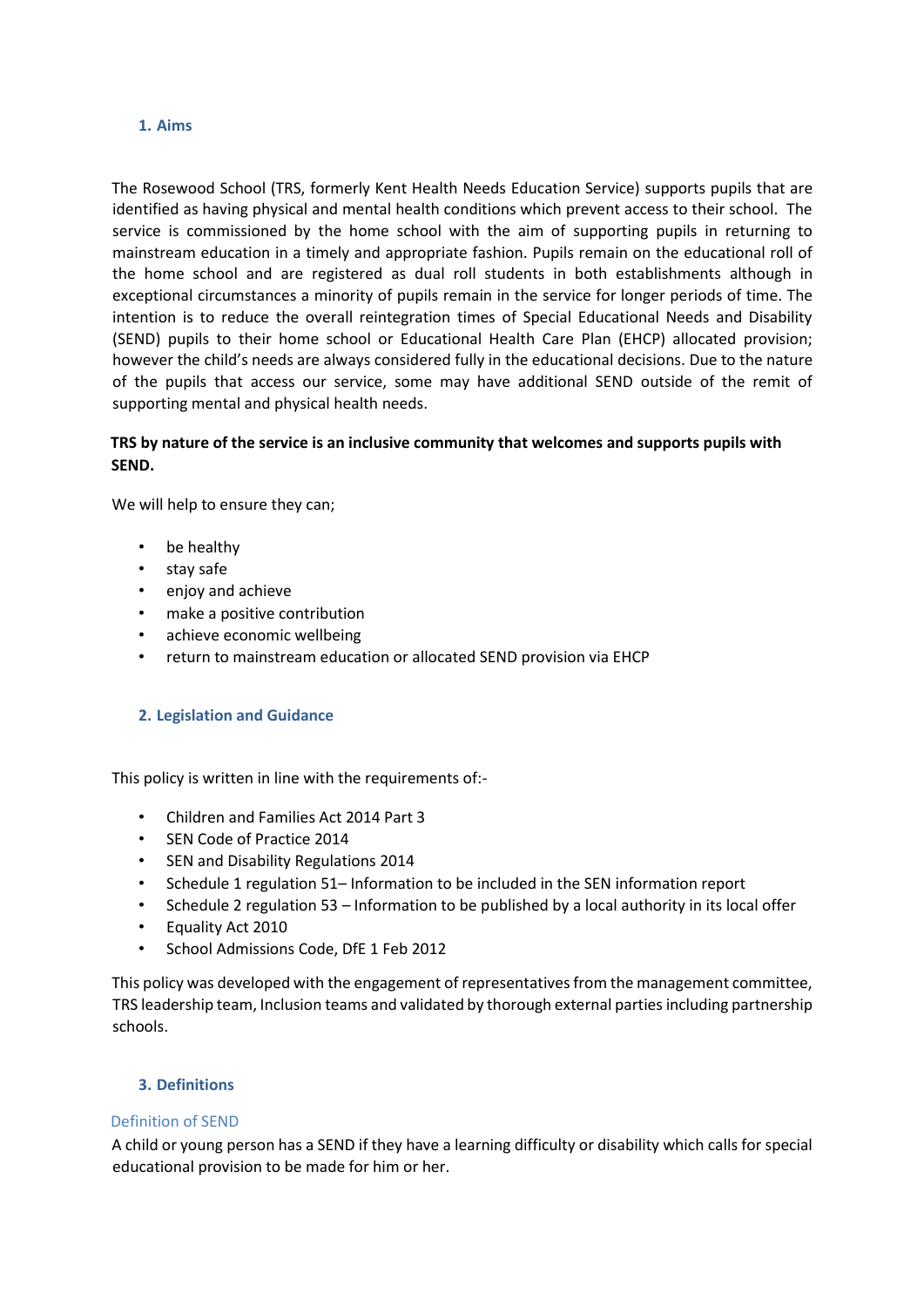## 1. Aims

The Rosewood School (TRS, formerly Kent Health Needs Education Service) supports pupils that are identified as having physical and mental health conditions which prevent access to their school. The service is commissioned by the home school with the aim of supporting pupils in returning to mainstream education in a timely and appropriate fashion. Pupils remain on the educational roll of the home school and are registered as dual roll students in both establishments although in exceptional circumstances a minority of pupils remain in the service for longer periods of time. The intention is to reduce the overall reintegration times of Special Educational Needs and Disability (SEND) pupils to their home school or Educational Health Care Plan (EHCP) allocated provision; however the child's needs are always considered fully in the educational decisions. Due to the nature of the pupils that access our service, some may have additional SEND outside of the remit of supporting mental and physical health needs.

**TRS by nature of the service is an inclusive community that welcomes and supports pupils with SEND.**

We will help to ensure they can;

- be healthy
- stay safe
- enjoy and achieve
- make a positive contribution
- achieve economic wellbeing
- return to mainstream education or allocated SEND provision via EHCP

## 2. Legislation and Guidance

This policy is written in line with the requirements of:-

- Children and Families Act 2014 Part 3
- SEN Code of Practice 2014
- SEN and Disability Regulations 2014
- Schedule 1 regulation 51– Information to be included in the SEN information report
- Schedule 2 regulation 53 – Information to be published by a local authority in its local offer
- Equality Act 2010
- School Admissions Code, DfE 1 Feb 2012

This policy was developed with the engagement of representatives from the management committee, TRS leadership team, Inclusion teams and validated by thorough external parties including partnership schools.

## 3. Definitions

### Definition of SEND

A child or young person has a SEND if they have a learning difficulty or disability which calls for special educational provision to be made for him or her.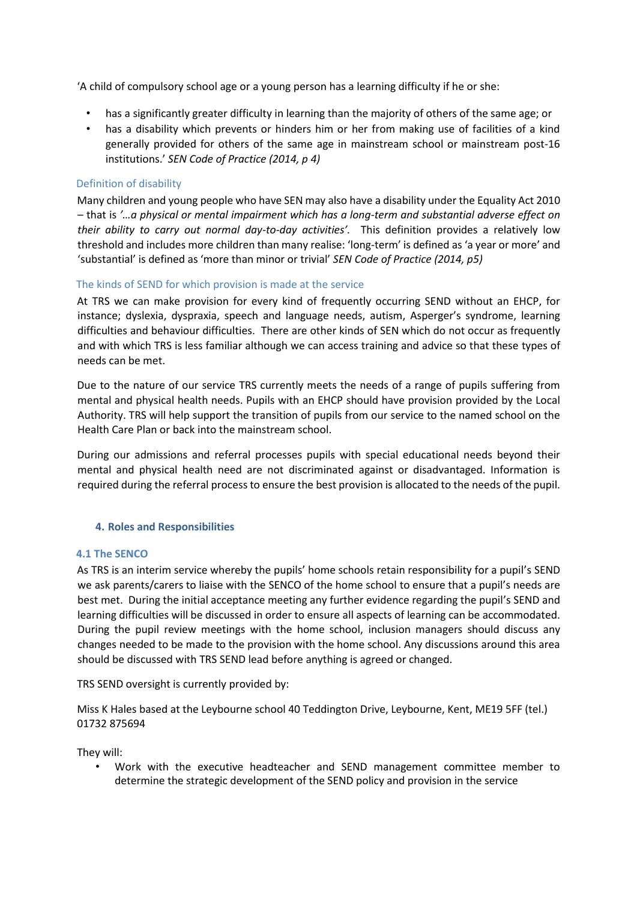'A child of compulsory school age or a young person has a learning difficulty if he or she:

- has a significantly greater difficulty in learning than the majority of others of the same age; or
- has a disability which prevents or hinders him or her from making use of facilities of a kind generally provided for others of the same age in mainstream school or mainstream post-16 institutions.' *SEN Code of Practice (2014, p 4)*

### Definition of disability

Many children and young people who have SEN may also have a disability under the Equality Act 2010 – that is *'…a physical or mental impairment which has a long-term and substantial adverse effect on their ability to carry out normal day-to-day activities'.* This definition provides a relatively low threshold and includes more children than many realise: 'long-term' is defined as 'a year or more' and 'substantial' is defined as 'more than minor or trivial' *SEN Code of Practice (2014, p5)*

### The kinds of SEND for which provision is made at the service

At TRS we can make provision for every kind of frequently occurring SEND without an EHCP, for instance; dyslexia, dyspraxia, speech and language needs, autism, Asperger's syndrome, learning difficulties and behaviour difficulties. There are other kinds of SEN which do not occur as frequently and with which TRS is less familiar although we can access training and advice so that these types of needs can be met.

Due to the nature of our service TRS currently meets the needs of a range of pupils suffering from mental and physical health needs. Pupils with an EHCP should have provision provided by the Local Authority. TRS will help support the transition of pupils from our service to the named school on the Health Care Plan or back into the mainstream school.

During our admissions and referral processes pupils with special educational needs beyond their mental and physical health need are not discriminated against or disadvantaged. Information is required during the referral process to ensure the best provision is allocated to the needs of the pupil.

## 4. Roles and Responsibilities

### 4.1 The SENCO

As TRS is an interim service whereby the pupils' home schools retain responsibility for a pupil's SEND we ask parents/carers to liaise with the SENCO of the home school to ensure that a pupil's needs are best met. During the initial acceptance meeting any further evidence regarding the pupil's SEND and learning difficulties will be discussed in order to ensure all aspects of learning can be accommodated. During the pupil review meetings with the home school, inclusion managers should discuss any changes needed to be made to the provision with the home school. Any discussions around this area should be discussed with TRS SEND lead before anything is agreed or changed.

TRS SEND oversight is currently provided by:

Miss K Hales based at the Leybourne school 40 Teddington Drive, Leybourne, Kent, ME19 5FF (tel.) 01732 875694

They will:

- Work with the executive headteacher and SEND management committee member to determine the strategic development of the SEND policy and provision in the service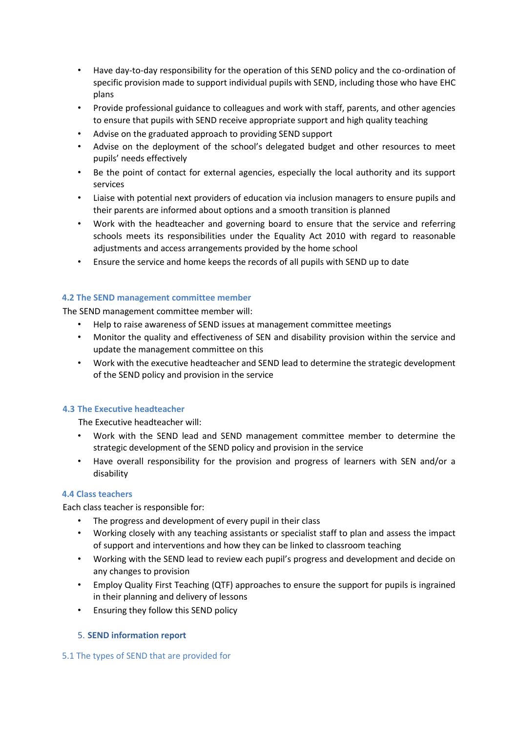- Have day-to-day responsibility for the operation of this SEND policy and the co-ordination of specific provision made to support individual pupils with SEND, including those who have EHC plans
- Provide professional guidance to colleagues and work with staff, parents, and other agencies to ensure that pupils with SEND receive appropriate support and high quality teaching
- Advise on the graduated approach to providing SEND support
- Advise on the deployment of the school's delegated budget and other resources to meet pupils' needs effectively
- Be the point of contact for external agencies, especially the local authority and its support services
- Liaise with potential next providers of education via inclusion managers to ensure pupils and their parents are informed about options and a smooth transition is planned
- Work with the headteacher and governing board to ensure that the service and referring schools meets its responsibilities under the Equality Act 2010 with regard to reasonable adjustments and access arrangements provided by the home school
- Ensure the service and home keeps the records of all pupils with SEND up to date

### 4.2 The SEND management committee member

The SEND management committee member will:

- Help to raise awareness of SEND issues at management committee meetings
- Monitor the quality and effectiveness of SEN and disability provision within the service and update the management committee on this
- Work with the executive headteacher and SEND lead to determine the strategic development of the SEND policy and provision in the service

### 4.3 The Executive headteacher

The Executive headteacher will:

- Work with the SEND lead and SEND management committee member to determine the strategic development of the SEND policy and provision in the service
- Have overall responsibility for the provision and progress of learners with SEN and/or a disability

### 4.4 Class teachers

Each class teacher is responsible for:

- The progress and development of every pupil in their class
- Working closely with any teaching assistants or specialist staff to plan and assess the impact of support and interventions and how they can be linked to classroom teaching
- Working with the SEND lead to review each pupil's progress and development and decide on any changes to provision
- Employ Quality First Teaching (QTF) approaches to ensure the support for pupils is ingrained in their planning and delivery of lessons
- Ensuring they follow this SEND policy

## 5. SEND information report

### 5.1 The types of SEND that are provided for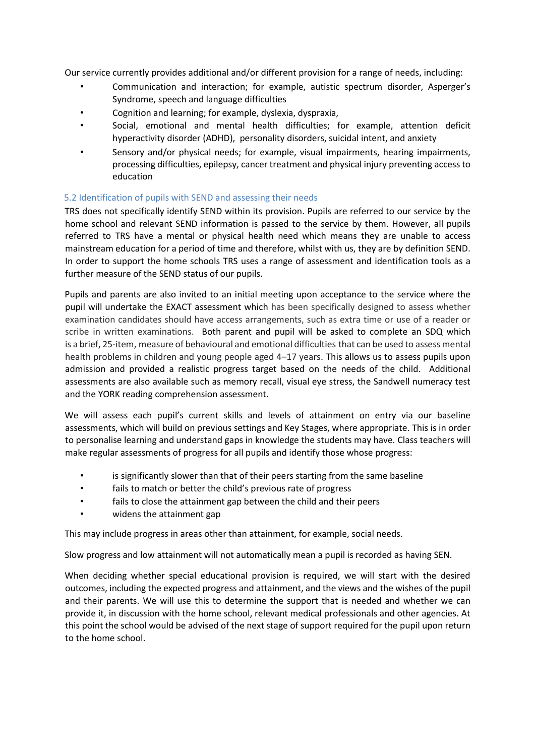Our service currently provides additional and/or different provision for a range of needs, including:

- Communication and interaction; for example, autistic spectrum disorder, Asperger's Syndrome, speech and language difficulties
- Cognition and learning; for example, dyslexia, dyspraxia,
- Social, emotional and mental health difficulties; for example, attention deficit hyperactivity disorder (ADHD), personality disorders, suicidal intent, and anxiety
- Sensory and/or physical needs; for example, visual impairments, hearing impairments, processing difficulties, epilepsy, cancer treatment and physical injury preventing access to education

### 5.2 Identification of pupils with SEND and assessing their needs

TRS does not specifically identify SEND within its provision. Pupils are referred to our service by the home school and relevant SEND information is passed to the service by them. However, all pupils referred to TRS have a mental or physical health need which means they are unable to access mainstream education for a period of time and therefore, whilst with us, they are by definition SEND. In order to support the home schools TRS uses a range of assessment and identification tools as a further measure of the SEND status of our pupils.

Pupils and parents are also invited to an initial meeting upon acceptance to the service where the pupil will undertake the EXACT assessment which has been specifically designed to assess whether examination candidates should have access arrangements, such as extra time or use of a reader or scribe in written examinations. Both parent and pupil will be asked to complete an SDQ which is a brief, 25-item, measure of behavioural and emotional difficulties that can be used to assess mental health problems in children and young people aged 4–17 years. This allows us to assess pupils upon admission and provided a realistic progress target based on the needs of the child. Additional assessments are also available such as memory recall, visual eye stress, the Sandwell numeracy test and the YORK reading comprehension assessment.

We will assess each pupil's current skills and levels of attainment on entry via our baseline assessments, which will build on previous settings and Key Stages, where appropriate. This is in order to personalise learning and understand gaps in knowledge the students may have. Class teachers will make regular assessments of progress for all pupils and identify those whose progress:

- is significantly slower than that of their peers starting from the same baseline
- fails to match or better the child's previous rate of progress
- fails to close the attainment gap between the child and their peers
- widens the attainment gap

This may include progress in areas other than attainment, for example, social needs.

Slow progress and low attainment will not automatically mean a pupil is recorded as having SEN.

When deciding whether special educational provision is required, we will start with the desired outcomes, including the expected progress and attainment, and the views and the wishes of the pupil and their parents. We will use this to determine the support that is needed and whether we can provide it, in discussion with the home school, relevant medical professionals and other agencies. At this point the school would be advised of the next stage of support required for the pupil upon return to the home school.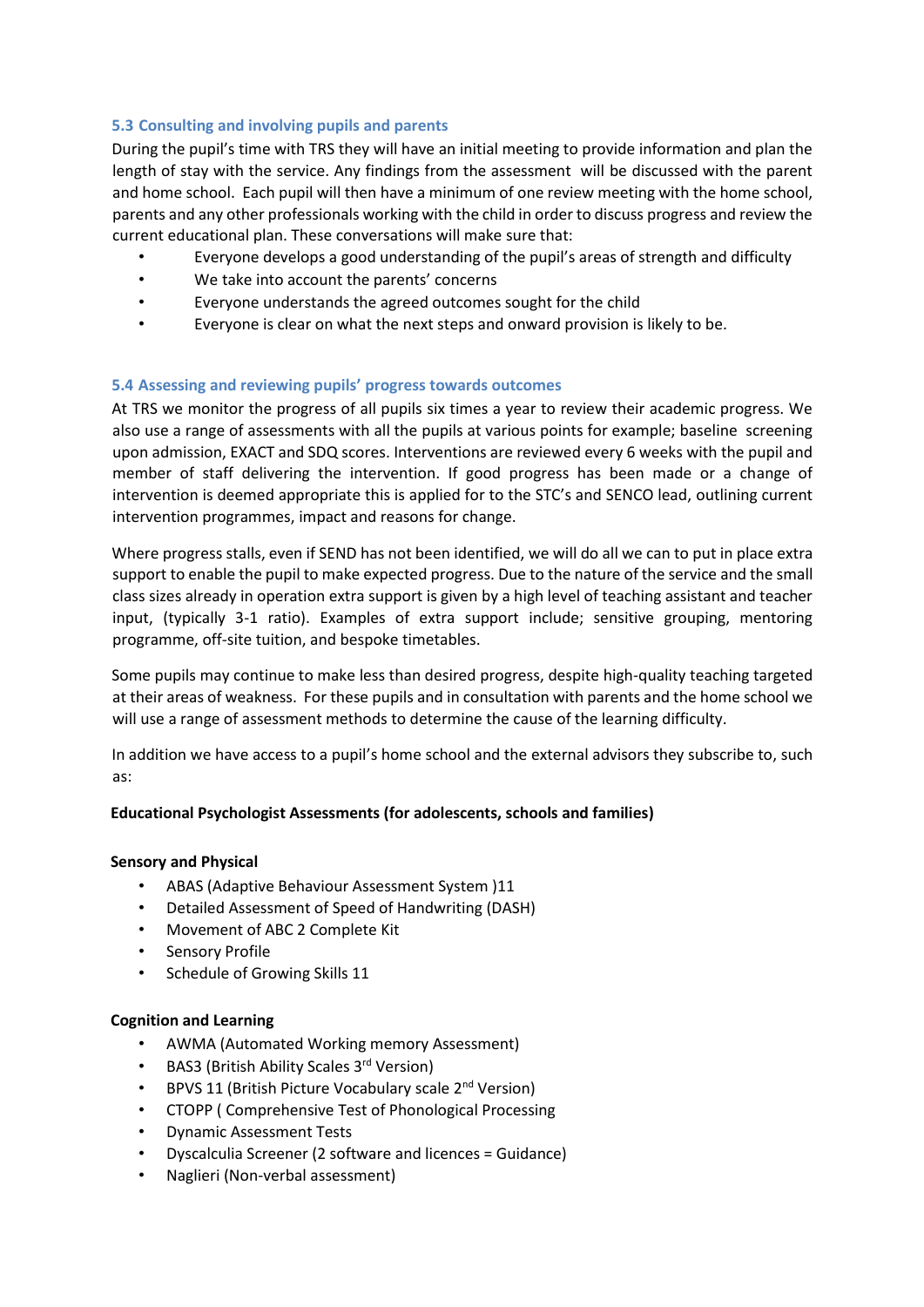### 5.3 Consulting and involving pupils and parents

During the pupil's time with TRS they will have an initial meeting to provide information and plan the length of stay with the service. Any findings from the assessment will be discussed with the parent and home school. Each pupil will then have a minimum of one review meeting with the home school, parents and any other professionals working with the child in order to discuss progress and review the current educational plan. These conversations will make sure that:

- Everyone develops a good understanding of the pupil's areas of strength and difficulty
- We take into account the parents' concerns
- Everyone understands the agreed outcomes sought for the child
- Everyone is clear on what the next steps and onward provision is likely to be.

### 5.4 Assessing and reviewing pupils' progress towards outcomes

At TRS we monitor the progress of all pupils six times a year to review their academic progress. We also use a range of assessments with all the pupils at various points for example; baseline screening upon admission, EXACT and SDQ scores. Interventions are reviewed every 6 weeks with the pupil and member of staff delivering the intervention. If good progress has been made or a change of intervention is deemed appropriate this is applied for to the STC's and SENCO lead, outlining current intervention programmes, impact and reasons for change.

Where progress stalls, even if SEND has not been identified, we will do all we can to put in place extra support to enable the pupil to make expected progress. Due to the nature of the service and the small class sizes already in operation extra support is given by a high level of teaching assistant and teacher input, (typically 3-1 ratio). Examples of extra support include; sensitive grouping, mentoring programme, off-site tuition, and bespoke timetables.

Some pupils may continue to make less than desired progress, despite high-quality teaching targeted at their areas of weakness. For these pupils and in consultation with parents and the home school we will use a range of assessment methods to determine the cause of the learning difficulty.

In addition we have access to a pupil's home school and the external advisors they subscribe to, such as:

**Educational Psychologist Assessments (for adolescents, schools and families)**

**Sensory and Physical**

- ABAS (Adaptive Behaviour Assessment System )11
- Detailed Assessment of Speed of Handwriting (DASH)
- Movement of ABC 2 Complete Kit
- Sensory Profile
- Schedule of Growing Skills 11

**Cognition and Learning**

- AWMA (Automated Working memory Assessment)
- BAS3 (British Ability Scales 3rd Version)
- BPVS 11 (British Picture Vocabulary scale 2nd Version)
- CTOPP ( Comprehensive Test of Phonological Processing
- Dynamic Assessment Tests
- Dyscalculia Screener (2 software and licences = Guidance)
- Naglieri (Non-verbal assessment)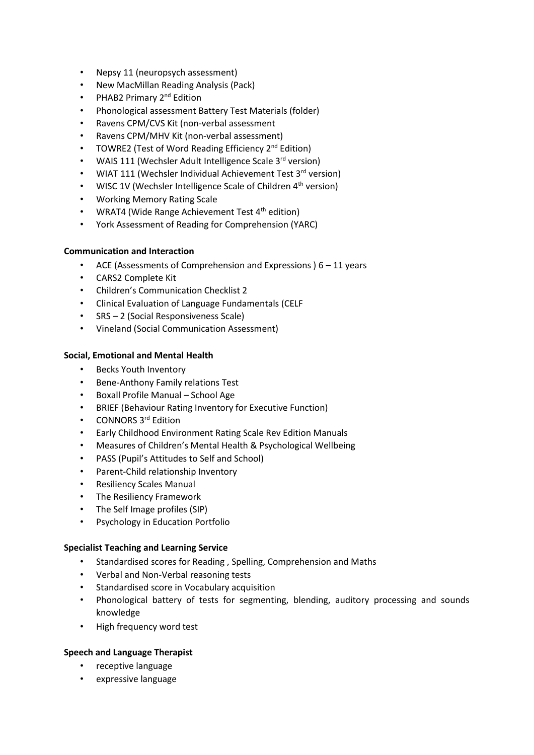- Nepsy 11 (neuropsych assessment)
- New MacMillan Reading Analysis (Pack)
- PHAB2 Primary 2nd Edition
- Phonological assessment Battery Test Materials (folder)
- Ravens CPM/CVS Kit (non-verbal assessment
- Ravens CPM/MHV Kit (non-verbal assessment)
- TOWRE2 (Test of Word Reading Efficiency 2nd Edition)
- WAIS 111 (Wechsler Adult Intelligence Scale 3rd version)
- WIAT 111 (Wechsler Individual Achievement Test 3rd version)
- WISC 1V (Wechsler Intelligence Scale of Children 4th version)
- Working Memory Rating Scale
- WRAT4 (Wide Range Achievement Test 4th edition)
- York Assessment of Reading for Comprehension (YARC)

**Communication and Interaction**

- ACE (Assessments of Comprehension and Expressions ) 6 – 11 years
- CARS2 Complete Kit
- Children's Communication Checklist 2
- Clinical Evaluation of Language Fundamentals (CELF
- SRS – 2 (Social Responsiveness Scale)
- Vineland (Social Communication Assessment)

**Social, Emotional and Mental Health**

- Becks Youth Inventory
- Bene-Anthony Family relations Test
- Boxall Profile Manual – School Age
- BRIEF (Behaviour Rating Inventory for Executive Function)
- CONNORS 3rd Edition
- Early Childhood Environment Rating Scale Rev Edition Manuals
- Measures of Children's Mental Health & Psychological Wellbeing
- PASS (Pupil's Attitudes to Self and School)
- Parent-Child relationship Inventory
- Resiliency Scales Manual
- The Resiliency Framework
- The Self Image profiles (SIP)
- Psychology in Education Portfolio

**Specialist Teaching and Learning Service**

- Standardised scores for Reading , Spelling, Comprehension and Maths
- Verbal and Non-Verbal reasoning tests
- Standardised score in Vocabulary acquisition
- Phonological battery of tests for segmenting, blending, auditory processing and sounds knowledge
- High frequency word test

**Speech and Language Therapist**

- receptive language
- expressive language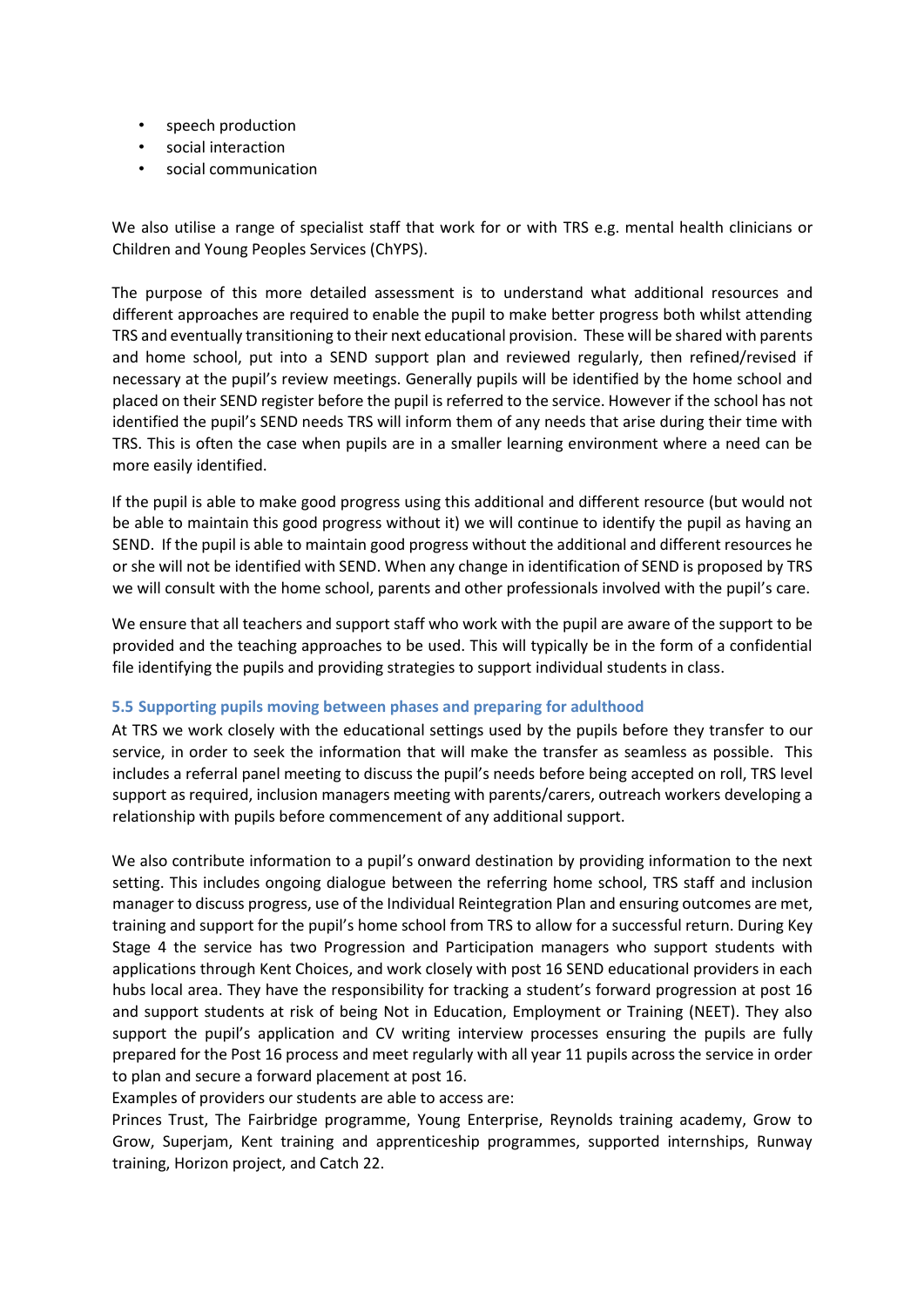- speech production
- social interaction
- social communication

We also utilise a range of specialist staff that work for or with TRS e.g. mental health clinicians or Children and Young Peoples Services (ChYPS).

The purpose of this more detailed assessment is to understand what additional resources and different approaches are required to enable the pupil to make better progress both whilst attending TRS and eventually transitioning to their next educational provision. These will be shared with parents and home school, put into a SEND support plan and reviewed regularly, then refined/revised if necessary at the pupil's review meetings. Generally pupils will be identified by the home school and placed on their SEND register before the pupil is referred to the service. However if the school has not identified the pupil's SEND needs TRS will inform them of any needs that arise during their time with TRS. This is often the case when pupils are in a smaller learning environment where a need can be more easily identified.

If the pupil is able to make good progress using this additional and different resource (but would not be able to maintain this good progress without it) we will continue to identify the pupil as having an SEND. If the pupil is able to maintain good progress without the additional and different resources he or she will not be identified with SEND. When any change in identification of SEND is proposed by TRS we will consult with the home school, parents and other professionals involved with the pupil's care.

We ensure that all teachers and support staff who work with the pupil are aware of the support to be provided and the teaching approaches to be used. This will typically be in the form of a confidential file identifying the pupils and providing strategies to support individual students in class.

### 5.5 Supporting pupils moving between phases and preparing for adulthood

At TRS we work closely with the educational settings used by the pupils before they transfer to our service, in order to seek the information that will make the transfer as seamless as possible. This includes a referral panel meeting to discuss the pupil's needs before being accepted on roll, TRS level support as required, inclusion managers meeting with parents/carers, outreach workers developing a relationship with pupils before commencement of any additional support.

We also contribute information to a pupil's onward destination by providing information to the next setting. This includes ongoing dialogue between the referring home school, TRS staff and inclusion manager to discuss progress, use of the Individual Reintegration Plan and ensuring outcomes are met, training and support for the pupil's home school from TRS to allow for a successful return. During Key Stage 4 the service has two Progression and Participation managers who support students with applications through Kent Choices, and work closely with post 16 SEND educational providers in each hubs local area. They have the responsibility for tracking a student's forward progression at post 16 and support students at risk of being Not in Education, Employment or Training (NEET). They also support the pupil's application and CV writing interview processes ensuring the pupils are fully prepared for the Post 16 process and meet regularly with all year 11 pupils across the service in order to plan and secure a forward placement at post 16.

Examples of providers our students are able to access are:

Princes Trust, The Fairbridge programme, Young Enterprise, Reynolds training academy, Grow to Grow, Superjam, Kent training and apprenticeship programmes, supported internships, Runway training, Horizon project, and Catch 22.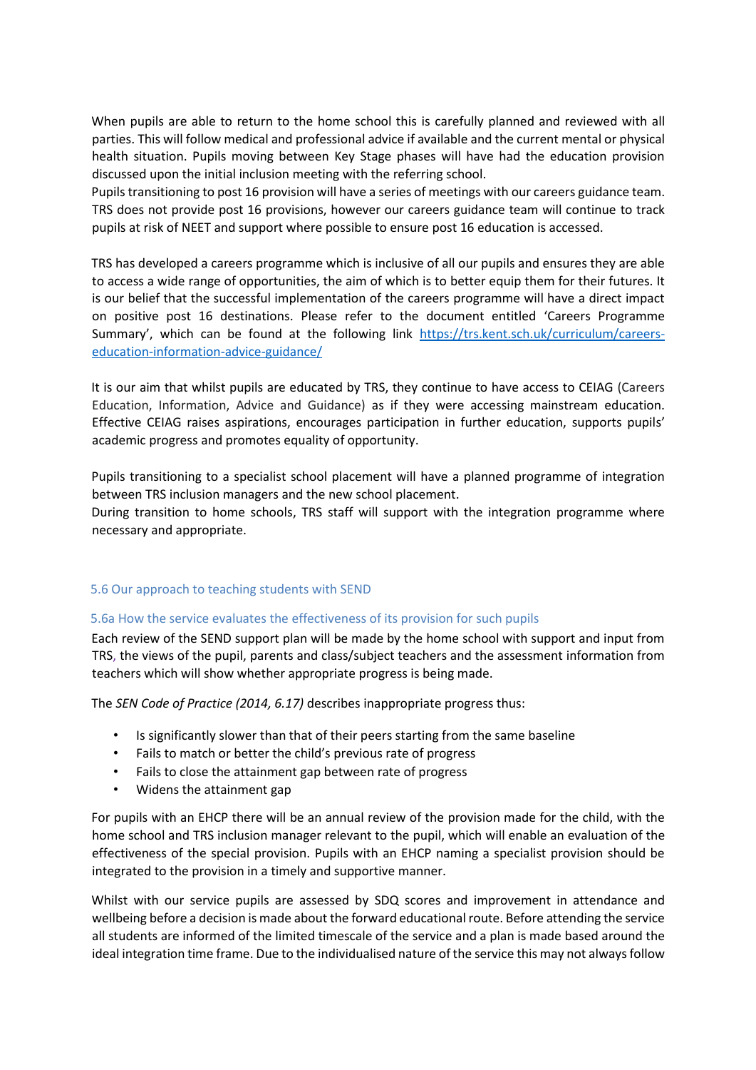When pupils are able to return to the home school this is carefully planned and reviewed with all parties. This will follow medical and professional advice if available and the current mental or physical health situation. Pupils moving between Key Stage phases will have had the education provision discussed upon the initial inclusion meeting with the referring school.
Pupils transitioning to post 16 provision will have a series of meetings with our careers guidance team. TRS does not provide post 16 provisions, however our careers guidance team will continue to track pupils at risk of NEET and support where possible to ensure post 16 education is accessed.

TRS has developed a careers programme which is inclusive of all our pupils and ensures they are able to access a wide range of opportunities, the aim of which is to better equip them for their futures. It is our belief that the successful implementation of the careers programme will have a direct impact on positive post 16 destinations. Please refer to the document entitled 'Careers Programme Summary', which can be found at the following link [https://trs.kent.sch.uk/curriculum/careers-education-information-advice-guidance/](https://trs.kent.sch.uk/curriculum/careers-education-information-advice-guidance/)

It is our aim that whilst pupils are educated by TRS, they continue to have access to CEIAG (Careers Education, Information, Advice and Guidance) as if they were accessing mainstream education. Effective CEIAG raises aspirations, encourages participation in further education, supports pupils' academic progress and promotes equality of opportunity.

Pupils transitioning to a specialist school placement will have a planned programme of integration between TRS inclusion managers and the new school placement.
During transition to home schools, TRS staff will support with the integration programme where necessary and appropriate.

### 5.6 Our approach to teaching students with SEND

#### 5.6a How the service evaluates the effectiveness of its provision for such pupils

Each review of the SEND support plan will be made by the home school with support and input from TRS, the views of the pupil, parents and class/subject teachers and the assessment information from teachers which will show whether appropriate progress is being made.

The *SEN Code of Practice (2014, 6.17)* describes inappropriate progress thus:

- Is significantly slower than that of their peers starting from the same baseline
- Fails to match or better the child's previous rate of progress
- Fails to close the attainment gap between rate of progress
- Widens the attainment gap

For pupils with an EHCP there will be an annual review of the provision made for the child, with the home school and TRS inclusion manager relevant to the pupil, which will enable an evaluation of the effectiveness of the special provision. Pupils with an EHCP naming a specialist provision should be integrated to the provision in a timely and supportive manner.

Whilst with our service pupils are assessed by SDQ scores and improvement in attendance and wellbeing before a decision is made about the forward educational route. Before attending the service all students are informed of the limited timescale of the service and a plan is made based around the ideal integration time frame. Due to the individualised nature of the service this may not always follow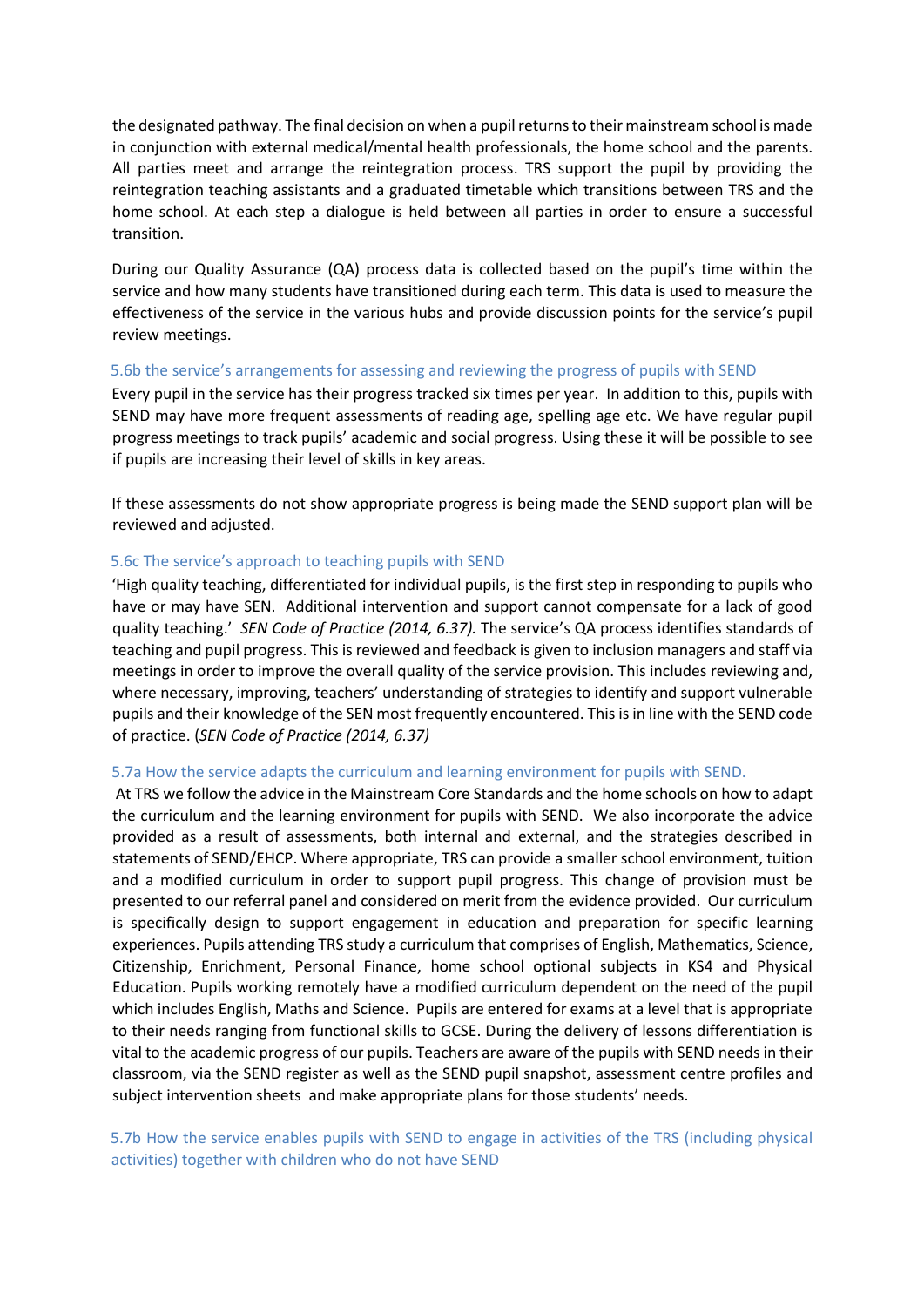the designated pathway. The final decision on when a pupil returns to their mainstream school is made in conjunction with external medical/mental health professionals, the home school and the parents. All parties meet and arrange the reintegration process. TRS support the pupil by providing the reintegration teaching assistants and a graduated timetable which transitions between TRS and the home school. At each step a dialogue is held between all parties in order to ensure a successful transition.

During our Quality Assurance (QA) process data is collected based on the pupil's time within the service and how many students have transitioned during each term. This data is used to measure the effectiveness of the service in the various hubs and provide discussion points for the service's pupil review meetings.

### 5.6b the service's arrangements for assessing and reviewing the progress of pupils with SEND

Every pupil in the service has their progress tracked six times per year. In addition to this, pupils with SEND may have more frequent assessments of reading age, spelling age etc. We have regular pupil progress meetings to track pupils' academic and social progress. Using these it will be possible to see if pupils are increasing their level of skills in key areas.

If these assessments do not show appropriate progress is being made the SEND support plan will be reviewed and adjusted.

### 5.6c The service's approach to teaching pupils with SEND

'High quality teaching, differentiated for individual pupils, is the first step in responding to pupils who have or may have SEN. Additional intervention and support cannot compensate for a lack of good quality teaching.' *SEN Code of Practice (2014, 6.37).* The service's QA process identifies standards of teaching and pupil progress. This is reviewed and feedback is given to inclusion managers and staff via meetings in order to improve the overall quality of the service provision. This includes reviewing and, where necessary, improving, teachers' understanding of strategies to identify and support vulnerable pupils and their knowledge of the SEN most frequently encountered. This is in line with the SEND code of practice. (*SEN Code of Practice (2014, 6.37)*

### 5.7a How the service adapts the curriculum and learning environment for pupils with SEND.

At TRS we follow the advice in the Mainstream Core Standards and the home schools on how to adapt the curriculum and the learning environment for pupils with SEND. We also incorporate the advice provided as a result of assessments, both internal and external, and the strategies described in statements of SEND/EHCP. Where appropriate, TRS can provide a smaller school environment, tuition and a modified curriculum in order to support pupil progress. This change of provision must be presented to our referral panel and considered on merit from the evidence provided. Our curriculum is specifically design to support engagement in education and preparation for specific learning experiences. Pupils attending TRS study a curriculum that comprises of English, Mathematics, Science, Citizenship, Enrichment, Personal Finance, home school optional subjects in KS4 and Physical Education. Pupils working remotely have a modified curriculum dependent on the need of the pupil which includes English, Maths and Science. Pupils are entered for exams at a level that is appropriate to their needs ranging from functional skills to GCSE. During the delivery of lessons differentiation is vital to the academic progress of our pupils. Teachers are aware of the pupils with SEND needs in their classroom, via the SEND register as well as the SEND pupil snapshot, assessment centre profiles and subject intervention sheets and make appropriate plans for those students' needs.

### 5.7b How the service enables pupils with SEND to engage in activities of the TRS (including physical activities) together with children who do not have SEND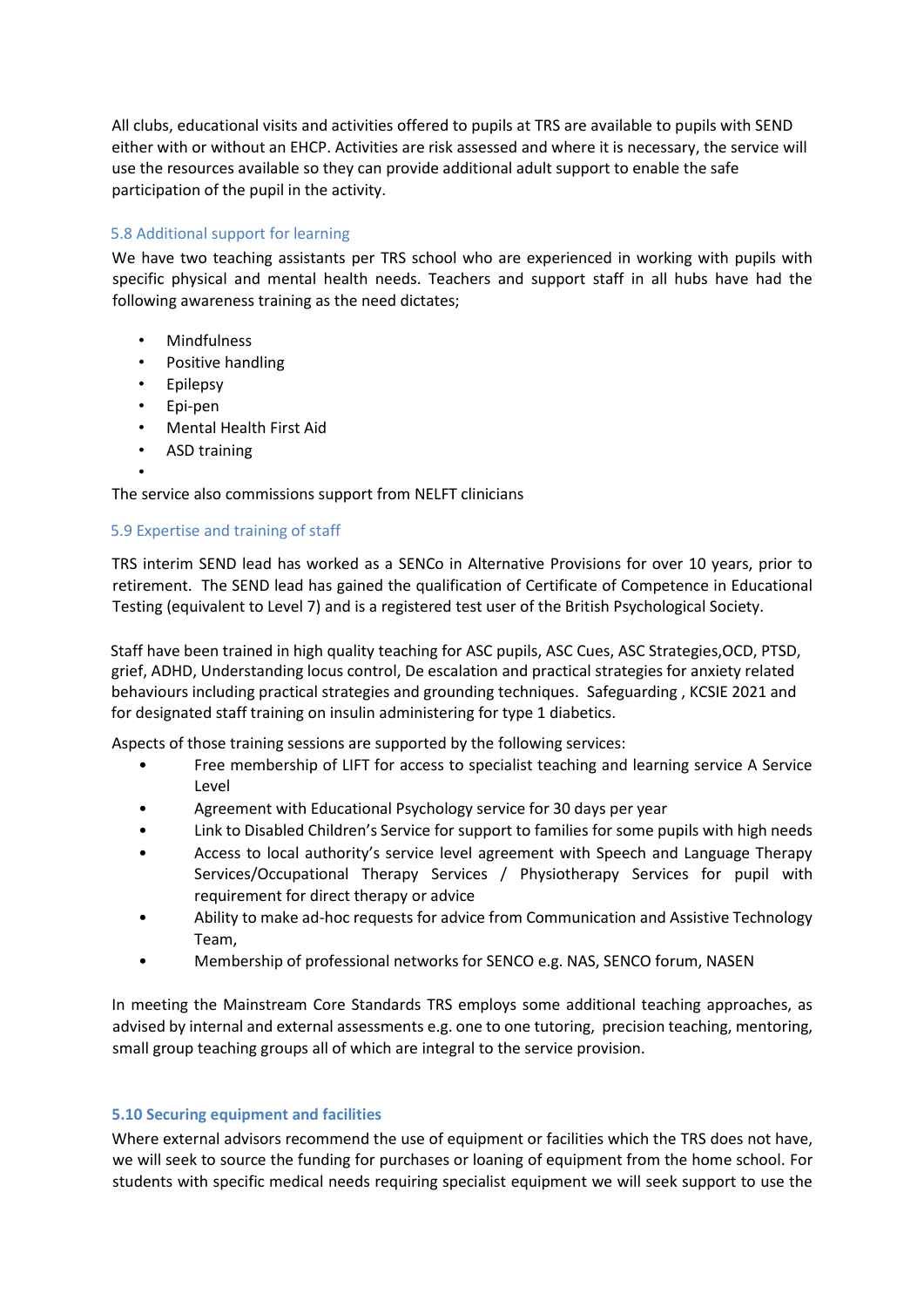All clubs, educational visits and activities offered to pupils at TRS are available to pupils with SEND either with or without an EHCP. Activities are risk assessed and where it is necessary, the service will use the resources available so they can provide additional adult support to enable the safe participation of the pupil in the activity.

### 5.8 Additional support for learning

We have two teaching assistants per TRS school who are experienced in working with pupils with specific physical and mental health needs. Teachers and support staff in all hubs have had the following awareness training as the need dictates;

- Mindfulness
- Positive handling
- Epilepsy
- Epi-pen
- Mental Health First Aid
- ASD training

The service also commissions support from NELFT clinicians

### 5.9 Expertise and training of staff

TRS interim SEND lead has worked as a SENCo in Alternative Provisions for over 10 years, prior to retirement. The SEND lead has gained the qualification of Certificate of Competence in Educational Testing (equivalent to Level 7) and is a registered test user of the British Psychological Society.

Staff have been trained in high quality teaching for ASC pupils, ASC Cues, ASC Strategies,OCD, PTSD, grief, ADHD, Understanding locus control, De escalation and practical strategies for anxiety related behaviours including practical strategies and grounding techniques. Safeguarding , KCSIE 2021 and for designated staff training on insulin administering for type 1 diabetics.

Aspects of those training sessions are supported by the following services:

- Free membership of LIFT for access to specialist teaching and learning service A Service Level
- Agreement with Educational Psychology service for 30 days per year
- Link to Disabled Children's Service for support to families for some pupils with high needs
- Access to local authority's service level agreement with Speech and Language Therapy Services/Occupational Therapy Services / Physiotherapy Services for pupil with requirement for direct therapy or advice
- Ability to make ad-hoc requests for advice from Communication and Assistive Technology Team,
- Membership of professional networks for SENCO e.g. NAS, SENCO forum, NASEN

In meeting the Mainstream Core Standards TRS employs some additional teaching approaches, as advised by internal and external assessments e.g. one to one tutoring, precision teaching, mentoring, small group teaching groups all of which are integral to the service provision.

### 5.10 Securing equipment and facilities

Where external advisors recommend the use of equipment or facilities which the TRS does not have, we will seek to source the funding for purchases or loaning of equipment from the home school. For students with specific medical needs requiring specialist equipment we will seek support to use the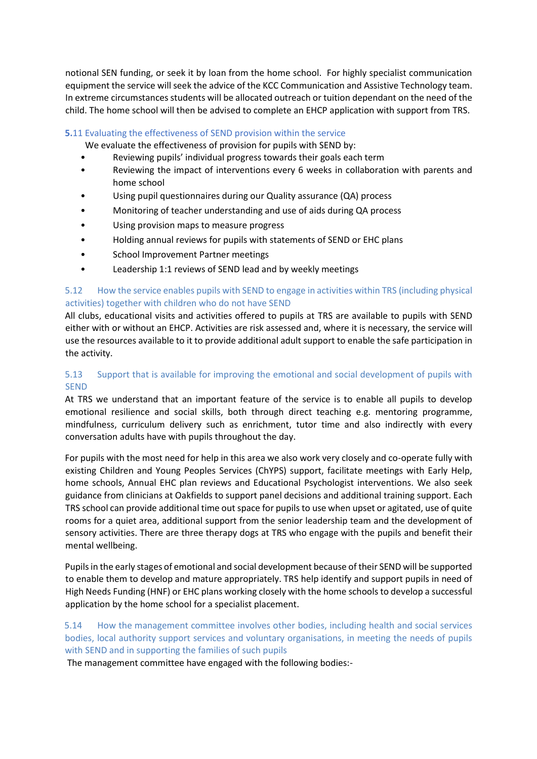notional SEN funding, or seek it by loan from the home school. For highly specialist communication equipment the service will seek the advice of the KCC Communication and Assistive Technology team. In extreme circumstances students will be allocated outreach or tuition dependant on the need of the child. The home school will then be advised to complete an EHCP application with support from TRS.

### 5.11 Evaluating the effectiveness of SEND provision within the service

We evaluate the effectiveness of provision for pupils with SEND by:

- Reviewing pupils' individual progress towards their goals each term
- Reviewing the impact of interventions every 6 weeks in collaboration with parents and home school
- Using pupil questionnaires during our Quality assurance (QA) process
- Monitoring of teacher understanding and use of aids during QA process
- Using provision maps to measure progress
- Holding annual reviews for pupils with statements of SEND or EHC plans
- School Improvement Partner meetings
- Leadership 1:1 reviews of SEND lead and by weekly meetings

### 5.12 How the service enables pupils with SEND to engage in activities within TRS (including physical activities) together with children who do not have SEND

All clubs, educational visits and activities offered to pupils at TRS are available to pupils with SEND either with or without an EHCP. Activities are risk assessed and, where it is necessary, the service will use the resources available to it to provide additional adult support to enable the safe participation in the activity.

### 5.13 Support that is available for improving the emotional and social development of pupils with SEND

At TRS we understand that an important feature of the service is to enable all pupils to develop emotional resilience and social skills, both through direct teaching e.g. mentoring programme, mindfulness, curriculum delivery such as enrichment, tutor time and also indirectly with every conversation adults have with pupils throughout the day.

For pupils with the most need for help in this area we also work very closely and co-operate fully with existing Children and Young Peoples Services (ChYPS) support, facilitate meetings with Early Help, home schools, Annual EHC plan reviews and Educational Psychologist interventions. We also seek guidance from clinicians at Oakfields to support panel decisions and additional training support. Each TRS school can provide additional time out space for pupils to use when upset or agitated, use of quite rooms for a quiet area, additional support from the senior leadership team and the development of sensory activities. There are three therapy dogs at TRS who engage with the pupils and benefit their mental wellbeing.

Pupils in the early stages of emotional and social development because of their SEND will be supported to enable them to develop and mature appropriately. TRS help identify and support pupils in need of High Needs Funding (HNF) or EHC plans working closely with the home schools to develop a successful application by the home school for a specialist placement.

### 5.14 How the management committee involves other bodies, including health and social services bodies, local authority support services and voluntary organisations, in meeting the needs of pupils with SEND and in supporting the families of such pupils

The management committee have engaged with the following bodies:-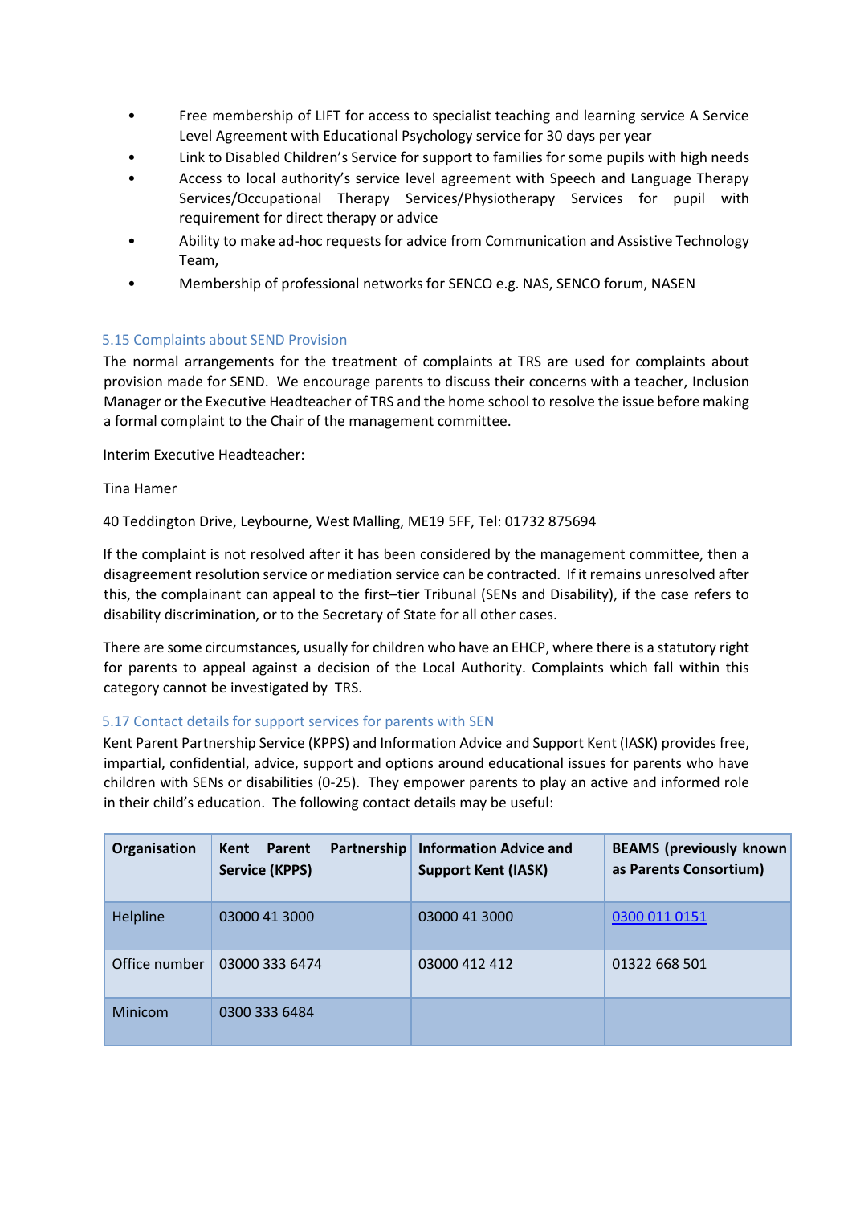- Free membership of LIFT for access to specialist teaching and learning service A Service Level Agreement with Educational Psychology service for 30 days per year
- Link to Disabled Children's Service for support to families for some pupils with high needs
- Access to local authority's service level agreement with Speech and Language Therapy Services/Occupational Therapy Services/Physiotherapy Services for pupil with requirement for direct therapy or advice
- Ability to make ad-hoc requests for advice from Communication and Assistive Technology Team,
- Membership of professional networks for SENCO e.g. NAS, SENCO forum, NASEN

### 5.15 Complaints about SEND Provision

The normal arrangements for the treatment of complaints at TRS are used for complaints about provision made for SEND. We encourage parents to discuss their concerns with a teacher, Inclusion Manager or the Executive Headteacher of TRS and the home school to resolve the issue before making a formal complaint to the Chair of the management committee.

Interim Executive Headteacher:

Tina Hamer

40 Teddington Drive, Leybourne, West Malling, ME19 5FF, Tel: 01732 875694

If the complaint is not resolved after it has been considered by the management committee, then a disagreement resolution service or mediation service can be contracted. If it remains unresolved after this, the complainant can appeal to the first–tier Tribunal (SENs and Disability), if the case refers to disability discrimination, or to the Secretary of State for all other cases.

There are some circumstances, usually for children who have an EHCP, where there is a statutory right for parents to appeal against a decision of the Local Authority. Complaints which fall within this category cannot be investigated by TRS.

### 5.17 Contact details for support services for parents with SEN

Kent Parent Partnership Service (KPPS) and Information Advice and Support Kent (IASK) provides free, impartial, confidential, advice, support and options around educational issues for parents who have children with SENs or disabilities (0-25). They empower parents to play an active and informed role in their child's education. The following contact details may be useful:

| Organisation | Kent Parent Partnership Service (KPPS) | Information Advice and Support Kent (IASK) | BEAMS (previously known as Parents Consortium) |
|---|---|---|---|
| Helpline | 03000 41 3000 | 03000 41 3000 | 0300 011 0151 |
| Office number | 03000 333 6474 | 03000 412 412 | 01322 668 501 |
| Minicom | 0300 333 6484 | | |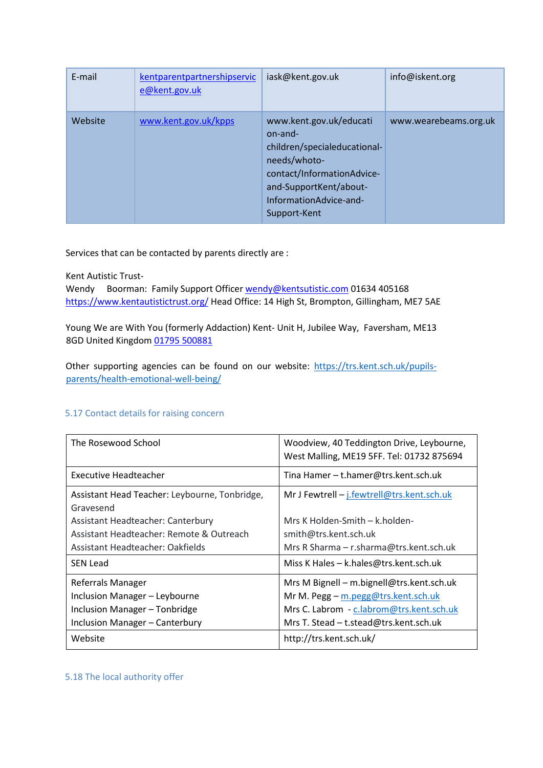| E-mail | kentparentpartnershipservice@kent.gov.uk | iask@kent.gov.uk | info@iskent.org |
|---|---|---|---|
| Website | www.kent.gov.uk/kpps | www.kent.gov.uk/education-and-children/specialeducational-needs/whoto-contact/InformationAdvice-and-SupportKent/about-InformationAdvice-and-Support-Kent | www.wearebeams.org.uk |

Services that can be contacted by parents directly are :

Kent Autistic Trust-
Wendy Boorman: Family Support Officer wendy@kentsutistic.com 01634 405168
https://www.kentautistictrust.org/ Head Office: 14 High St, Brompton, Gillingham, ME7 5AE

Young We are With You (formerly Addaction) Kent- Unit H, Jubilee Way, Faversham, ME13 8GD United Kingdom 01795 500881

Other supporting agencies can be found on our website: https://trs.kent.sch.uk/pupils-parents/health-emotional-well-being/

### 5.17 Contact details for raising concern

| The Rosewood School | Woodview, 40 Teddington Drive, Leybourne, West Malling, ME19 5FF. Tel: 01732 875694 |
|---|---|
| Executive Headteacher | Tina Hamer – t.hamer@trs.kent.sch.uk |
| Assistant Head Teacher: Leybourne, Tonbridge, Gravesend<br>Assistant Headteacher: Canterbury<br>Assistant Headteacher: Remote & Outreach<br>Assistant Headteacher: Oakfields | Mr J Fewtrell – j.fewtrell@trs.kent.sch.uk<br><br>Mrs K Holden-Smith – k.holden-smith@trs.kent.sch.uk<br>Mrs R Sharma – r.sharma@trs.kent.sch.uk |
| SEN Lead | Miss K Hales – k.hales@trs.kent.sch.uk |
| Referrals Manager<br>Inclusion Manager – Leybourne<br>Inclusion Manager – Tonbridge<br>Inclusion Manager – Canterbury | Mrs M Bignell – m.bignell@trs.kent.sch.uk<br>Mr M. Pegg – m.pegg@trs.kent.sch.uk<br>Mrs C. Labrom - c.labrom@trs.kent.sch.uk<br>Mrs T. Stead – t.stead@trs.kent.sch.uk |
| Website | http://trs.kent.sch.uk/ |

### 5.18 The local authority offer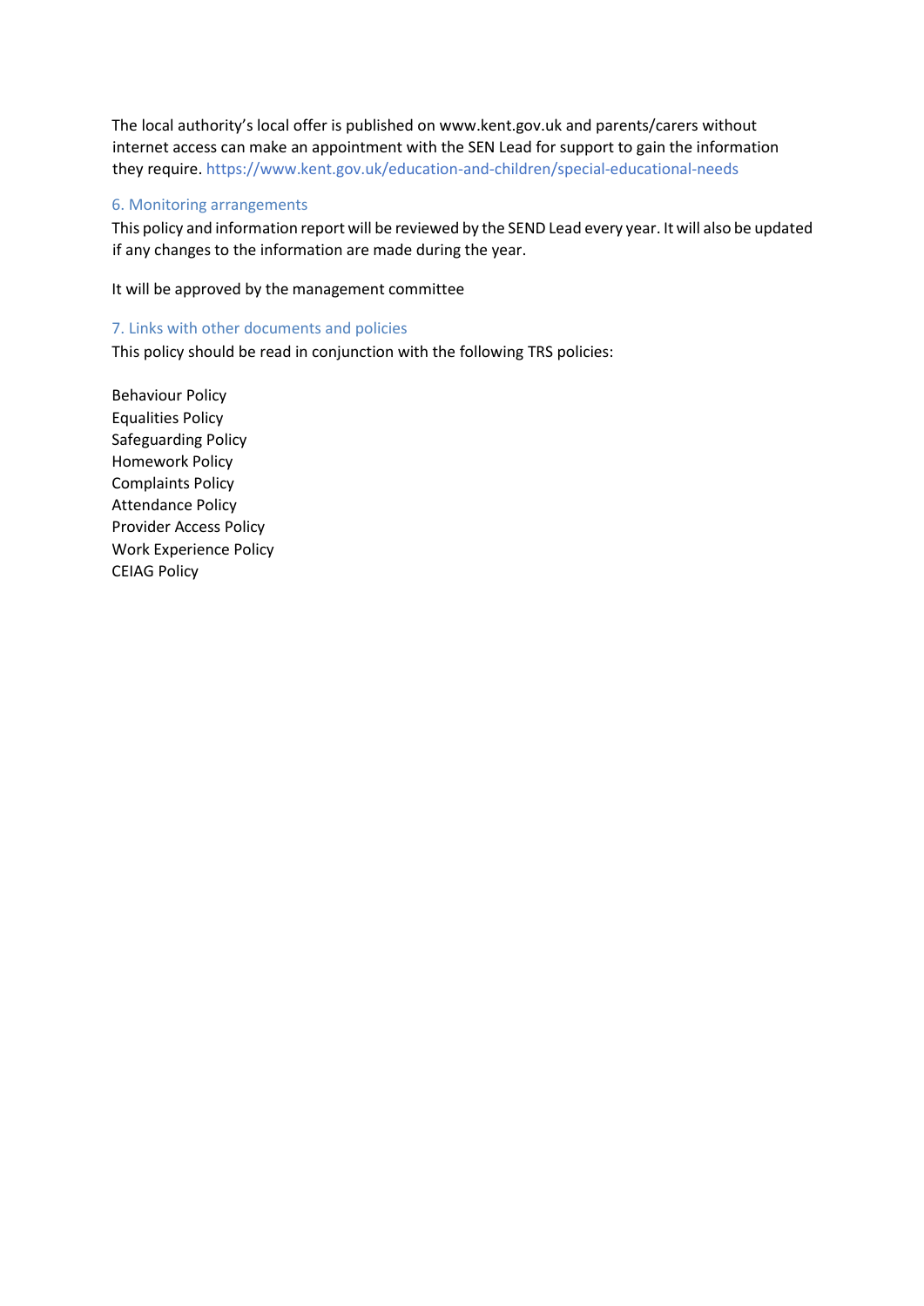The local authority's local offer is published on www.kent.gov.uk and parents/carers without internet access can make an appointment with the SEN Lead for support to gain the information they require. https://www.kent.gov.uk/education-and-children/special-educational-needs

## 6. Monitoring arrangements

This policy and information report will be reviewed by the SEND Lead every year. It will also be updated if any changes to the information are made during the year.

It will be approved by the management committee

## 7. Links with other documents and policies

This policy should be read in conjunction with the following TRS policies:

Behaviour Policy
Equalities Policy
Safeguarding Policy
Homework Policy
Complaints Policy
Attendance Policy
Provider Access Policy
Work Experience Policy
CEIAG Policy